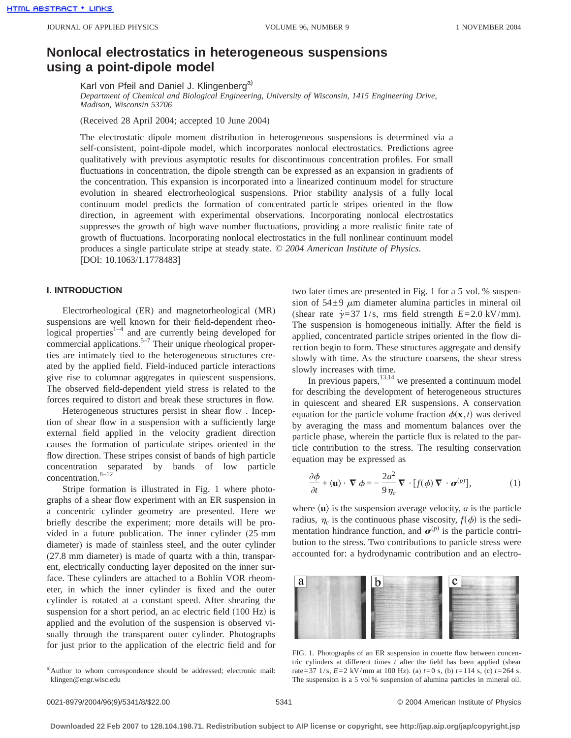# Nonlocal electrostatics in heterogeneous suspensions using a point-dipole model

Karl von Pfeil and Daniel J. Klingenberg[a]

*Department of Chemical and Biological Engineering, University of Wisconsin, 1415 Engineering Drive, Madison, Wisconsin 53706*

(Received 28 April 2004; accepted 10 June 2004)

The electrostatic dipole moment distribution in heterogeneous suspensions is determined via a self-consistent, point-dipole model, which incorporates nonlocal electrostatics. Predictions agree qualitatively with previous asymptotic results for discontinuous concentration profiles. For small fluctuations in concentration, the dipole strength can be expressed as an expansion in gradients of the concentration. This expansion is incorporated into a linearized continuum model for structure evolution in sheared electrorheological suspensions. Prior stability analysis of a fully local continuum model predicts the formation of concentrated particle stripes oriented in the flow direction, in agreement with experimental observations. Incorporating nonlocal electrostatics suppresses the growth of high wave number fluctuations, providing a more realistic finite rate of growth of fluctuations. Incorporating nonlocal electrostatics in the full nonlinear continuum model produces a single particulate stripe at steady state. *© 2004 American Institute of Physics.* [DOI: 10.1063/1.1778483]

## I. INTRODUCTION

Electrorheological (ER) and magnetorheological (MR) suspensions are well known for their field-dependent rheological properties[1–4] and are currently being developed for commercial applications.[5–7] Their unique rheological properties are intimately tied to the heterogeneous structures created by the applied field. Field-induced particle interactions give rise to columnar aggregates in quiescent suspensions. The observed field-dependent yield stress is related to the forces required to distort and break these structures in flow.

Heterogeneous structures persist in shear flow . Inception of shear flow in a suspension with a sufficiently large external field applied in the velocity gradient direction causes the formation of particulate stripes oriented in the flow direction. These stripes consist of bands of high particle concentration separated by bands of low particle concentration.[8–12]

Stripe formation is illustrated in Fig. 1 where photographs of a shear flow experiment with an ER suspension in a concentric cylinder geometry are presented. Here we briefly describe the experiment; more details will be provided in a future publication. The inner cylinder (25 mm diameter) is made of stainless steel, and the outer cylinder (27.8 mm diameter) is made of quartz with a thin, transparent, electrically conducting layer deposited on the inner surface. These cylinders are attached to a Bohlin VOR rheometer, in which the inner cylinder is fixed and the outer cylinder is rotated at a constant speed. After shearing the suspension for a short period, an ac electric field (100 Hz) is applied and the evolution of the suspension is observed visually through the transparent outer cylinder. Photographs for just prior to the application of the electric field and for two later times are presented in Fig. 1 for a 5 vol. % suspension of $54\pm 9$ $\mu$m diameter alumina particles in mineral oil (shear rate $\dot{\gamma}=37$ 1/s, rms field strength $E=2.0$ kV/mm). The suspension is homogeneous initially. After the field is applied, concentrated particle stripes oriented in the flow direction begin to form. These structures aggregate and densify slowly with time. As the structure coarsens, the shear stress slowly increases with time.

In previous papers,[13,14] we presented a continuum model for describing the development of heterogeneous structures in quiescent and sheared ER suspensions. A conservation equation for the particle volume fraction $\phi(\mathbf{x},t)$ was derived by averaging the mass and momentum balances over the particle phase, wherein the particle flux is related to the particle contribution to the stress. The resulting conservation equation may be expressed as

$$\frac{\partial \phi}{\partial t}+\langle \mathbf{u}\rangle \cdot \nabla \phi = -\frac{2a^2}{9\eta_c}\nabla \cdot [f(\phi)\nabla \cdot \boldsymbol{\sigma}^{(p)}], \tag{1}$$

where $\langle \mathbf{u}\rangle$ is the suspension average velocity, $a$ is the particle radius, $\eta_c$ is the continuous phase viscosity, $f(\phi)$ is the sedimentation hindrance function, and $\boldsymbol{\sigma}^{(p)}$ is the particle contribution to the stress. Two contributions to particle stress were accounted for: a hydrodynamic contribution and an electro-

FIG. 1. Photographs of an ER suspension in couette flow between concentric cylinders at different times $t$ after the field has been applied (shear rate=37 1/s, $E$=2 kV/mm at 100 Hz). (a) $t$=0 s, (b) $t$=114 s, (c) $t$=264 s. The suspension is a 5 vol % suspension of alumina particles in mineral oil.

[a]Author to whom correspondence should be addressed; electronic mail: klingen@engr.wisc.edu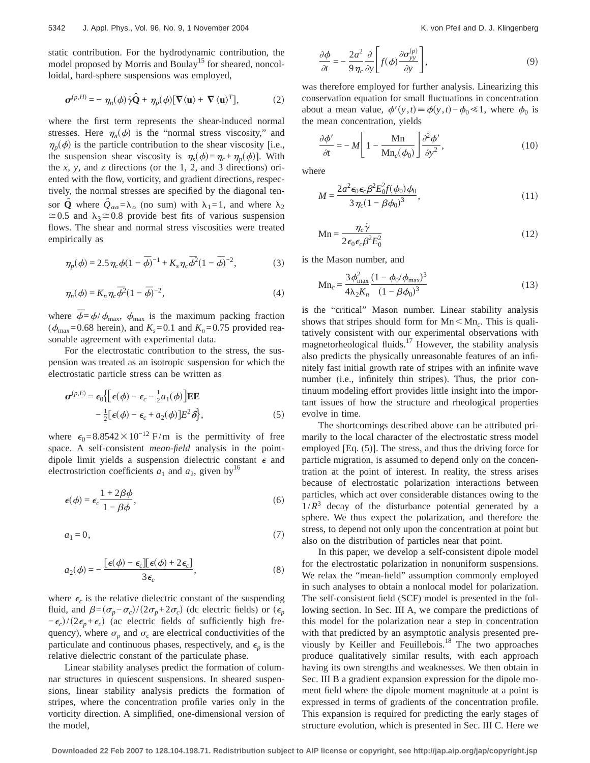static contribution. For the hydrodynamic contribution, the model proposed by Morris and Boulay[15] for sheared, noncolloidal, hard-sphere suspensions was employed,

$$\boldsymbol{\sigma}^{(p,H)} = -\eta_n(\phi)\dot{\gamma}\hat{\mathbf{Q}} + \eta_p(\phi)[\nabla\langle\mathbf{u}\rangle + \nabla\langle\mathbf{u}\rangle^T], \tag{2}$$

where the first term represents the shear-induced normal stresses. Here $\eta_n(\phi)$ is the "normal stress viscosity," and $\eta_p(\phi)$ is the particle contribution to the shear viscosity [i.e., the suspension shear viscosity is $\eta_s(\phi)=\eta_c+\eta_p(\phi)$]. With the $x$, $y$, and $z$ directions (or the 1, 2, and 3 directions) oriented with the flow, vorticity, and gradient directions, respectively, the normal stresses are specified by the diagonal tensor $\hat{\mathbf{Q}}$ where $\hat{Q}_{\alpha\alpha}=\lambda_\alpha$ (no sum) with $\lambda_1=1$, and where $\lambda_2 \cong 0.5$ and $\lambda_3 \cong 0.8$ provide best fits of various suspension flows. The shear and normal stress viscosities were treated empirically as

$$\eta_p(\phi) = 2.5\eta_c\phi(1-\bar{\phi})^{-1} + K_s\eta_c\bar{\phi}^2(1-\bar{\phi})^{-2}, \tag{3}$$

$$\eta_n(\phi) = K_n\eta_c\bar{\phi}^2(1-\bar{\phi})^{-2}, \tag{4}$$

where $\bar{\phi}=\phi/\phi_{\max}$, $\phi_{\max}$ is the maximum packing fraction ($\phi_{\max}=0.68$ herein), and $K_s=0.1$ and $K_n=0.75$ provided reasonable agreement with experimental data.

For the electrostatic contribution to the stress, the suspension was treated as an isotropic suspension for which the electrostatic particle stress can be written as

$$\boldsymbol{\sigma}^{(p,E)} = \epsilon_0\Big\{\big[\epsilon(\phi)-\epsilon_c-\tfrac{1}{2}a_1(\phi)\big]\mathbf{E}\mathbf{E} - \tfrac{1}{2}[\epsilon(\phi)-\epsilon_c+a_2(\phi)]E^2\boldsymbol{\delta}\Big\}, \tag{5}$$

where $\epsilon_0=8.8542\times10^{-12}$ F/m is the permittivity of free space. A self-consistent *mean-field* analysis in the point-dipole limit yields a suspension dielectric constant $\epsilon$ and electrostriction coefficients $a_1$ and $a_2$, given by[16]

$$\epsilon(\phi) = \epsilon_c\frac{1+2\beta\phi}{1-\beta\phi}, \tag{6}$$

$$a_1 = 0, \tag{7}$$

$$a_2(\phi) = -\frac{[\epsilon(\phi)-\epsilon_c][\epsilon(\phi)+2\epsilon_c]}{3\epsilon_c}, \tag{8}$$

where $\epsilon_c$ is the relative dielectric constant of the suspending fluid, and $\beta=(\sigma_p-\sigma_c)/(2\sigma_p+2\sigma_c)$ (dc electric fields) or $(\epsilon_p-\epsilon_c)/(2\epsilon_p+\epsilon_c)$ (ac electric fields of sufficiently high frequency), where $\sigma_p$ and $\sigma_c$ are electrical conductivities of the particulate and continuous phases, respectively, and $\epsilon_p$ is the relative dielectric constant of the particulate phase.

Linear stability analyses predict the formation of columnar structures in quiescent suspensions. In sheared suspensions, linear stability analysis predicts the formation of stripes, where the concentration profile varies only in the vorticity direction. A simplified, one-dimensional version of the model,

$$\frac{\partial\phi}{\partial t} = -\frac{2a^2}{9\eta_c}\frac{\partial}{\partial y}\left[f(\phi)\frac{\partial\sigma_{yy}^{(p)}}{\partial y}\right], \tag{9}$$

was therefore employed for further analysis. Linearizing this conservation equation for small fluctuations in concentration about a mean value, $\phi'(y,t)\equiv\phi(y,t)-\phi_0 \ll 1$, where $\phi_0$ is the mean concentration, yields

$$\frac{\partial\phi'}{\partial t} = -M\left[1-\frac{\mathrm{Mn}}{\mathrm{Mn}_c(\phi_0)}\right]\frac{\partial^2\phi'}{\partial y^2}, \tag{10}$$

where

$$M = \frac{2a^2\epsilon_0\epsilon_c\beta^2E_0^2f(\phi_0)\phi_0}{3\eta_c(1-\beta\phi_0)^3}, \tag{11}$$

$$\mathrm{Mn} = \frac{\eta_c\dot{\gamma}}{2\epsilon_0\epsilon_c\beta^2E_0^2} \tag{12}$$

is the Mason number, and

$$\mathrm{Mn}_c = \frac{3\phi_{\max}^2}{4\lambda_2K_n}\frac{(1-\phi_0/\phi_{\max})^3}{(1-\beta\phi_0)^3} \tag{13}$$

is the "critical" Mason number. Linear stability analysis shows that stripes should form for $\mathrm{Mn}<\mathrm{Mn}_c$. This is qualitatively consistent with our experimental observations with magnetorheological fluids.[17] However, the stability analysis also predicts the physically unreasonable features of an infinitely fast initial growth rate of stripes with an infinite wave number (i.e., infinitely thin stripes). Thus, the prior continuum modeling effort provides little insight into the important issues of how the structure and rheological properties evolve in time.

The shortcomings described above can be attributed primarily to the local character of the electrostatic stress model employed [Eq. (5)]. The stress, and thus the driving force for particle migration, is assumed to depend only on the concentration at the point of interest. In reality, the stress arises because of electrostatic polarization interactions between particles, which act over considerable distances owing to the $1/R^3$ decay of the disturbance potential generated by a sphere. We thus expect the polarization, and therefore the stress, to depend not only upon the concentration at point but also on the distribution of particles near that point.

In this paper, we develop a self-consistent dipole model for the electrostatic polarization in nonuniform suspensions. We relax the "mean-field" assumption commonly employed in such analyses to obtain a nonlocal model for polarization. The self-consistent field (SCF) model is presented in the following section. In Sec. III A, we compare the predictions of this model for the polarization near a step in concentration with that predicted by an asymptotic analysis presented previously by Keiller and Feuillebois.[18] The two approaches produce qualitatively similar results, with each approach having its own strengths and weaknesses. We then obtain in Sec. III B a gradient expansion expression for the dipole moment field where the dipole moment magnitude at a point is expressed in terms of gradients of the concentration profile. This expansion is required for predicting the early stages of structure evolution, which is presented in Sec. III C. Here we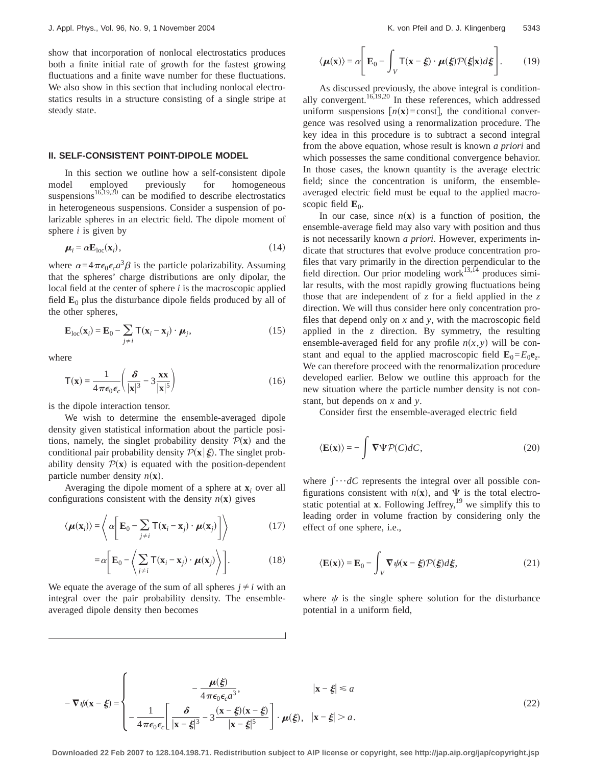show that incorporation of nonlocal electrostatics produces both a finite initial rate of growth for the fastest growing fluctuations and a finite wave number for these fluctuations. We also show in this section that including nonlocal electrostatics results in a structure consisting of a single stripe at steady state.

## II. SELF-CONSISTENT POINT-DIPOLE MODEL

In this section we outline how a self-consistent dipole model employed previously for homogeneous suspensions[16,19,20] can be modified to describe electrostatics in heterogeneous suspensions. Consider a suspension of polarizable spheres in an electric field. The dipole moment of sphere $i$ is given by

$$\boldsymbol{\mu}_i = \alpha \mathbf{E}_{\text{loc}}(\mathbf{x}_i), \tag{14}$$

where $\alpha = 4\pi\epsilon_0\epsilon_c a^3 \beta$ is the particle polarizability. Assuming that the spheres' charge distributions are only dipolar, the local field at the center of sphere $i$ is the macroscopic applied field $\mathbf{E}_0$ plus the disturbance dipole fields produced by all of the other spheres,

$$\mathbf{E}_{\text{loc}}(\mathbf{x}_i) = \mathbf{E}_0 - \sum_{j \neq i} \mathsf{T}(\mathbf{x}_i - \mathbf{x}_j) \cdot \boldsymbol{\mu}_j, \tag{15}$$

where

$$\mathsf{T}(\mathbf{x}) = \frac{1}{4\pi\epsilon_0\epsilon_c}\left(\frac{\boldsymbol{\delta}}{|\mathbf{x}|^3} - 3\frac{\mathbf{x}\mathbf{x}}{|\mathbf{x}|^5}\right) \tag{16}$$

is the dipole interaction tensor.

We wish to determine the ensemble-averaged dipole density given statistical information about the particle positions, namely, the singlet probability density $\mathcal{P}(\mathbf{x})$ and the conditional pair probability density $\mathcal{P}(\mathbf{x}|\boldsymbol{\xi})$. The singlet probability density $\mathcal{P}(\mathbf{x})$ is equated with the position-dependent particle number density $n(\mathbf{x})$.

Averaging the dipole moment of a sphere at $\mathbf{x}_i$ over all configurations consistent with the density $n(\mathbf{x})$ gives

$$\langle \boldsymbol{\mu}(\mathbf{x}_i)\rangle = \left\langle \alpha\left[\mathbf{E}_0 - \sum_{j\neq i}\mathsf{T}(\mathbf{x}_i - \mathbf{x}_j)\cdot\boldsymbol{\mu}(\mathbf{x}_j)\right]\right\rangle \tag{17}$$

$$= \alpha\left[\mathbf{E}_0 - \left\langle \sum_{j\neq i}\mathsf{T}(\mathbf{x}_i - \mathbf{x}_j)\cdot\boldsymbol{\mu}(\mathbf{x}_j)\right\rangle\right]. \tag{18}$$

We equate the average of the sum of all spheres $j \neq i$ with an integral over the pair probability density. The ensemble-averaged dipole density then becomes

$$\langle \boldsymbol{\mu}(\mathbf{x})\rangle = \alpha\left[\mathbf{E}_0 - \int_V \mathsf{T}(\mathbf{x}-\boldsymbol{\xi})\cdot\boldsymbol{\mu}(\boldsymbol{\xi})\mathcal{P}(\boldsymbol{\xi}|\mathbf{x})d\boldsymbol{\xi}\right]. \tag{19}$$

As discussed previously, the above integral is conditionally convergent.[16,19,20] In these references, which addressed uniform suspensions $[n(\mathbf{x})=\text{const}]$, the conditional convergence was resolved using a renormalization procedure. The key idea in this procedure is to subtract a second integral from the above equation, whose result is known *a priori* and which possesses the same conditional convergence behavior. In those cases, the known quantity is the average electric field; since the concentration is uniform, the ensemble-averaged electric field must be equal to the applied macroscopic field $\mathbf{E}_0$.

In our case, since $n(\mathbf{x})$ is a function of position, the ensemble-average field may also vary with position and thus is not necessarily known *a priori*. However, experiments indicate that structures that evolve produce concentration profiles that vary primarily in the direction perpendicular to the field direction. Our prior modeling work[13,14] produces similar results, with the most rapidly growing fluctuations being those that are independent of $z$ for a field applied in the $z$ direction. We will thus consider here only concentration profiles that depend only on $x$ and $y$, with the macroscopic field applied in the $z$ direction. By symmetry, the resulting ensemble-averaged field for any profile $n(x,y)$ will be constant and equal to the applied macroscopic field $\mathbf{E}_0 = E_0\mathbf{e}_z$. We can therefore proceed with the renormalization procedure developed earlier. Below we outline this approach for the new situation where the particle number density is not constant, but depends on $x$ and $y$.

Consider first the ensemble-averaged electric field

$$\langle \mathbf{E}(\mathbf{x})\rangle = -\int \boldsymbol{\nabla}\Psi\mathcal{P}(C)dC, \tag{20}$$

where $\int\cdots dC$ represents the integral over all possible configurations consistent with $n(\mathbf{x})$, and $\Psi$ is the total electrostatic potential at $\mathbf{x}$. Following Jeffrey,[19] we simplify this to leading order in volume fraction by considering only the effect of one sphere, i.e.,

$$\langle \mathbf{E}(\mathbf{x})\rangle = \mathbf{E}_0 - \int_V \boldsymbol{\nabla}\psi(\mathbf{x}-\boldsymbol{\xi})\mathcal{P}(\boldsymbol{\xi})d\boldsymbol{\xi}, \tag{21}$$

where $\psi$ is the single sphere solution for the disturbance potential in a uniform field,

$$-\boldsymbol{\nabla}\psi(\mathbf{x}-\boldsymbol{\xi}) = \begin{cases} -\dfrac{\boldsymbol{\mu}(\boldsymbol{\xi})}{4\pi\epsilon_0\epsilon_c a^3}, & |\mathbf{x}-\boldsymbol{\xi}| \leq a \\[2ex] -\dfrac{1}{4\pi\epsilon_0\epsilon_c}\left[\dfrac{\boldsymbol{\delta}}{|\mathbf{x}-\boldsymbol{\xi}|^3} - 3\dfrac{(\mathbf{x}-\boldsymbol{\xi})(\mathbf{x}-\boldsymbol{\xi})}{|\mathbf{x}-\boldsymbol{\xi}|^5}\right]\cdot\boldsymbol{\mu}(\boldsymbol{\xi}), & |\mathbf{x}-\boldsymbol{\xi}| > a. \end{cases} \tag{22}$$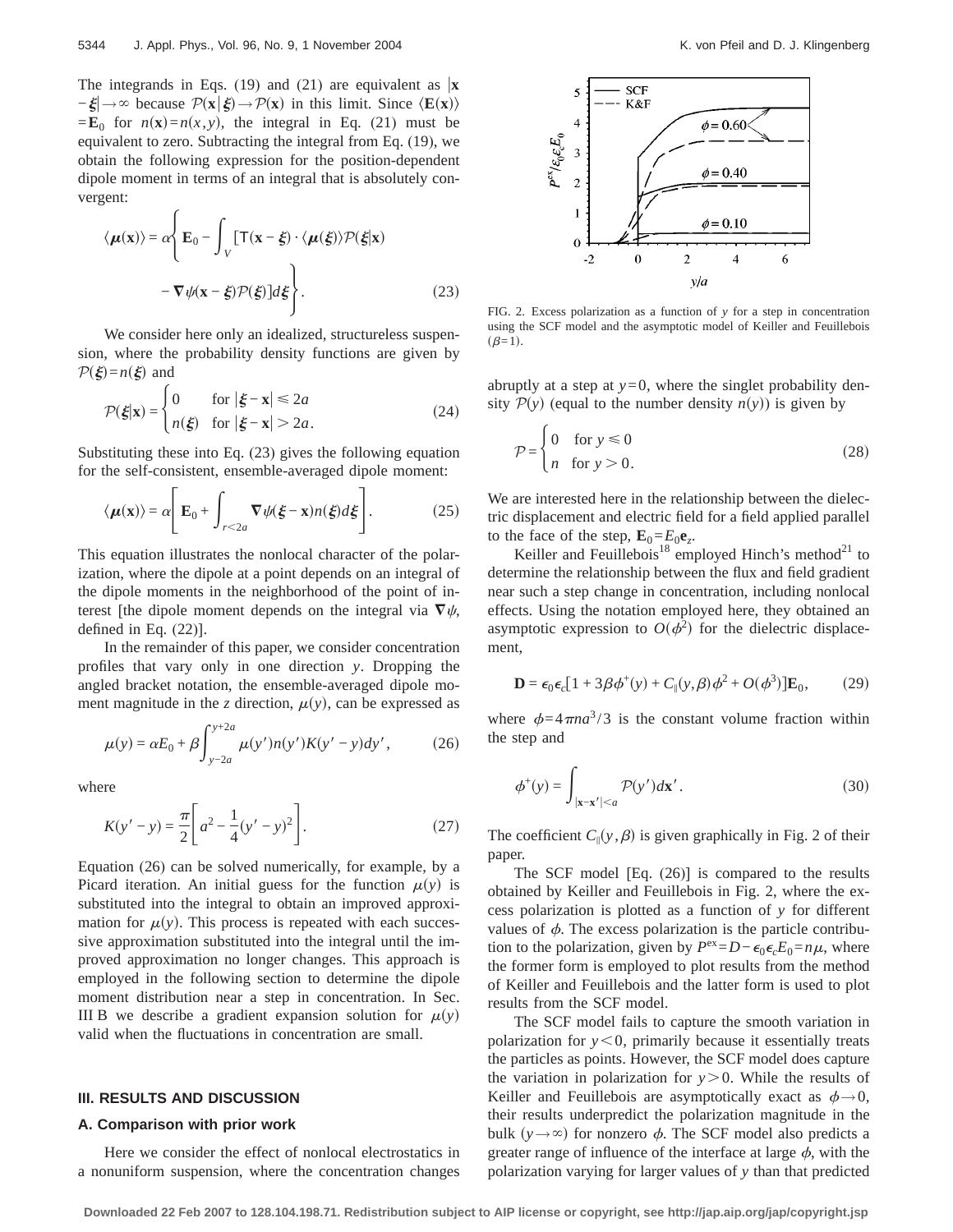The integrands in Eqs. (19) and (21) are equivalent as $|\mathbf{x}-\boldsymbol{\xi}|\to\infty$ because $\mathcal{P}(\mathbf{x}|\boldsymbol{\xi})\to\mathcal{P}(\mathbf{x})$ in this limit. Since $\langle\mathbf{E}(\mathbf{x})\rangle=\mathbf{E}_0$ for $n(\mathbf{x})=n(x,y)$, the integral in Eq. (21) must be equivalent to zero. Subtracting the integral from Eq. (19), we obtain the following expression for the position-dependent dipole moment in terms of an integral that is absolutely convergent:

$$\langle\boldsymbol{\mu}(\mathbf{x})\rangle=\alpha\left\{\mathbf{E}_0-\int_V[\mathsf{T}(\mathbf{x}-\boldsymbol{\xi})\cdot\langle\boldsymbol{\mu}(\boldsymbol{\xi})\rangle\mathcal{P}(\boldsymbol{\xi}|\mathbf{x})-\nabla\psi(\mathbf{x}-\boldsymbol{\xi})\mathcal{P}(\boldsymbol{\xi})]d\boldsymbol{\xi}\right\}. \quad (23)$$

We consider here only an idealized, structureless suspension, where the probability density functions are given by $\mathcal{P}(\boldsymbol{\xi})=n(\boldsymbol{\xi})$ and

$$\mathcal{P}(\boldsymbol{\xi}|\mathbf{x})=\begin{cases}0 & \text{for } |\boldsymbol{\xi}-\mathbf{x}|\leq 2a\\ n(\boldsymbol{\xi}) & \text{for } |\boldsymbol{\xi}-\mathbf{x}|>2a.\end{cases} \quad (24)$$

Substituting these into Eq. (23) gives the following equation for the self-consistent, ensemble-averaged dipole moment:

$$\langle\boldsymbol{\mu}(\mathbf{x})\rangle=\alpha\left[\mathbf{E}_0+\int_{r<2a}\nabla\psi(\boldsymbol{\xi}-\mathbf{x})n(\boldsymbol{\xi})d\boldsymbol{\xi}\right]. \quad (25)$$

This equation illustrates the nonlocal character of the polarization, where the dipole at a point depends on an integral of the dipole moments in the neighborhood of the point of interest [the dipole moment depends on the integral via $\nabla\psi$, defined in Eq. (22)].

In the remainder of this paper, we consider concentration profiles that vary only in one direction $y$. Dropping the angled bracket notation, the ensemble-averaged dipole moment magnitude in the $z$ direction, $\mu(y)$, can be expressed as

$$\mu(y)=\alpha E_0+\beta\int_{y-2a}^{y+2a}\mu(y')n(y')K(y'-y)dy', \quad (26)$$

where

$$K(y'-y)=\frac{\pi}{2}\left[a^2-\frac{1}{4}(y'-y)^2\right]. \quad (27)$$

Equation (26) can be solved numerically, for example, by a Picard iteration. An initial guess for the function $\mu(y)$ is substituted into the integral to obtain an improved approximation for $\mu(y)$. This process is repeated with each successive approximation substituted into the integral until the improved approximation no longer changes. This approach is employed in the following section to determine the dipole moment distribution near a step in concentration. In Sec. III B we describe a gradient expansion solution for $\mu(y)$ valid when the fluctuations in concentration are small.

## III. RESULTS AND DISCUSSION

### A. Comparison with prior work

Here we consider the effect of nonlocal electrostatics in a nonuniform suspension, where the concentration changes abruptly at a step at $y=0$, where the singlet probability density $\mathcal{P}(y)$ (equal to the number density $n(y)$) is given by

$$\mathcal{P}=\begin{cases}0 & \text{for } y\leq 0\\ n & \text{for } y>0.\end{cases} \quad (28)$$

We are interested here in the relationship between the dielectric displacement and electric field for a field applied parallel to the face of the step, $\mathbf{E}_0=E_0\mathbf{e}_z$.

Keiller and Feuillebois[18] employed Hinch's method[21] to determine the relationship between the flux and field gradient near such a step change in concentration, including nonlocal effects. Using the notation employed here, they obtained an asymptotic expression to $O(\phi^2)$ for the dielectric displacement,

$$\mathbf{D}=\epsilon_0\epsilon_c[1+3\beta\phi^+(y)+C_\parallel(y,\beta)\phi^2+O(\phi^3)]\mathbf{E}_0, \quad (29)$$

where $\phi=4\pi na^3/3$ is the constant volume fraction within the step and

$$\phi^+(y)=\int_{|\mathbf{x}-\mathbf{x}'|<a}\mathcal{P}(y')d\mathbf{x}'. \quad (30)$$

The coefficient $C_\parallel(y,\beta)$ is given graphically in Fig. 2 of their paper.

FIG. 2. Excess polarization as a function of $y$ for a step in concentration using the SCF model and the asymptotic model of Keiller and Feuillebois ($\beta=1$).

The SCF model [Eq. (26)] is compared to the results obtained by Keiller and Feuillebois in Fig. 2, where the excess polarization is plotted as a function of $y$ for different values of $\phi$. The excess polarization is the particle contribution to the polarization, given by $P^{ex}=D-\epsilon_0\epsilon_cE_0=n\mu$, where the former form is employed to plot results from the method of Keiller and Feuillebois and the latter form is used to plot results from the SCF model.

The SCF model fails to capture the smooth variation in polarization for $y<0$, primarily because it essentially treats the particles as points. However, the SCF model does capture the variation in polarization for $y>0$. While the results of Keiller and Feuillebois are asymptotically exact as $\phi\to 0$, their results underpredict the polarization magnitude in the bulk ($y\to\infty$) for nonzero $\phi$. The SCF model also predicts a greater range of influence of the interface at large $\phi$, with the polarization varying for larger values of $y$ than that predicted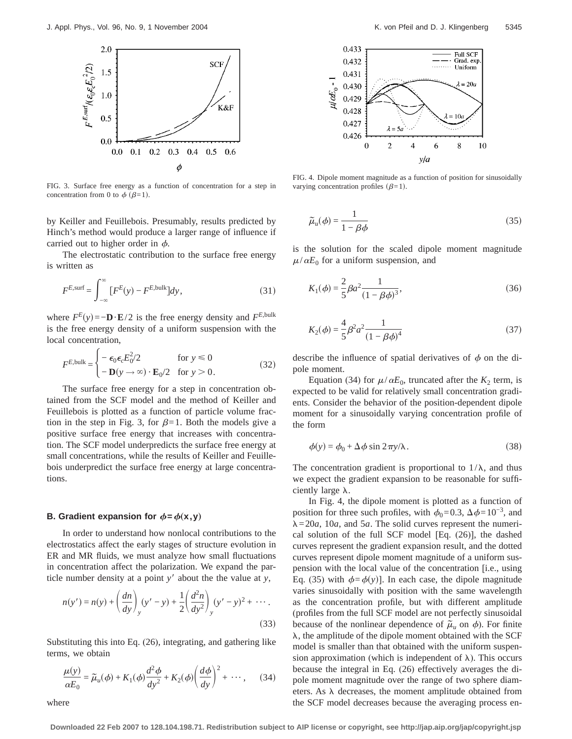FIG. 3. Surface free energy as a function of concentration for a step in concentration from 0 to $\phi$ ($\beta$=1).

by Keiller and Feuillebois. Presumably, results predicted by Hinch's method would produce a larger range of influence if carried out to higher order in $\phi$.

The electrostatic contribution to the surface free energy is written as

$$F^{E,\text{surf}} = \int_{-\infty}^{\infty} [F^{E}(y) - F^{E,\text{bulk}}]dy, \tag{31}$$

where $F^{E}(y) = -\mathbf{D}\cdot\mathbf{E}/2$ is the free energy density and $F^{E,\text{bulk}}$ is the free energy density of a uniform suspension with the local concentration,

$$F^{E,\text{bulk}} = \begin{cases} -\epsilon_0\epsilon_c E_0^2/2 & \text{for } y \leq 0 \\ -\mathbf{D}(y \to \infty)\cdot \mathbf{E}_0/2 & \text{for } y > 0. \end{cases} \tag{32}$$

The surface free energy for a step in concentration obtained from the SCF model and the method of Keiller and Feuillebois is plotted as a function of particle volume fraction in the step in Fig. 3, for $\beta$=1. Both the models give a positive surface free energy that increases with concentration. The SCF model underpredicts the surface free energy at small concentrations, while the results of Keiller and Feuillebois underpredict the surface free energy at large concentrations.

### B. Gradient expansion for $\phi = \phi(\mathbf{x}, \mathbf{y})$

In order to understand how nonlocal contributions to the electrostatics affect the early stages of structure evolution in ER and MR fluids, we must analyze how small fluctuations in concentration affect the polarization. We expand the particle number density at a point $y'$ about the the value at $y$,

$$n(y') = n(y) + \left(\frac{dn}{dy}\right)_y (y'-y) + \frac{1}{2}\left(\frac{d^2n}{dy^2}\right)_y (y'-y)^2 + \cdots. \tag{33}$$

Substituting this into Eq. (26), integrating, and gathering like terms, we obtain

$$\frac{\mu(y)}{\alpha E_0} = \tilde{\mu}_u(\phi) + K_1(\phi)\frac{d^2\phi}{dy^2} + K_2(\phi)\left(\frac{d\phi}{dy}\right)^2 + \cdots, \tag{34}$$

where

FIG. 4. Dipole moment magnitude as a function of position for sinusoidally varying concentration profiles ($\beta$=1).

$$\tilde{\mu}_u(\phi) = \frac{1}{1-\beta\phi} \tag{35}$$

is the solution for the scaled dipole moment magnitude $\mu/\alpha E_0$ for a uniform suspension, and

$$K_1(\phi) = \frac{2}{5}\beta a^2 \frac{1}{(1-\beta\phi)^3}, \tag{36}$$

$$K_2(\phi) = \frac{4}{5}\beta^2 a^2 \frac{1}{(1-\beta\phi)^4} \tag{37}$$

describe the influence of spatial derivatives of $\phi$ on the dipole moment.

Equation (34) for $\mu/\alpha E_0$, truncated after the $K_2$ term, is expected to be valid for relatively small concentration gradients. Consider the behavior of the position-dependent dipole moment for a sinusoidally varying concentration profile of the form

$$\phi(y) = \phi_0 + \Delta\phi \sin 2\pi y/\lambda. \tag{38}$$

The concentration gradient is proportional to $1/\lambda$, and thus we expect the gradient expansion to be reasonable for sufficiently large $\lambda$.

In Fig. 4, the dipole moment is plotted as a function of position for three such profiles, with $\phi_0$=0.3, $\Delta\phi$=$10^{-3}$, and $\lambda$=20$a$, 10$a$, and 5$a$. The solid curves represent the numerical solution of the full SCF model [Eq. (26)], the dashed curves represent the gradient expansion result, and the dotted curves represent dipole moment magnitude of a uniform suspension with the local value of the concentration [i.e., using Eq. (35) with $\phi$=$\phi(y)$]. In each case, the dipole magnitude varies sinusoidally with position with the same wavelength as the concentration profile, but with different amplitude (profiles from the full SCF model are not perfectly sinusoidal because of the nonlinear dependence of $\tilde{\mu}_u$ on $\phi$). For finite $\lambda$, the amplitude of the dipole moment obtained with the SCF model is smaller than that obtained with the uniform suspension approximation (which is independent of $\lambda$). This occurs because the integral in Eq. (26) effectively averages the dipole moment magnitude over the range of two sphere diameters. As $\lambda$ decreases, the moment amplitude obtained from the SCF model decreases because the averaging process en-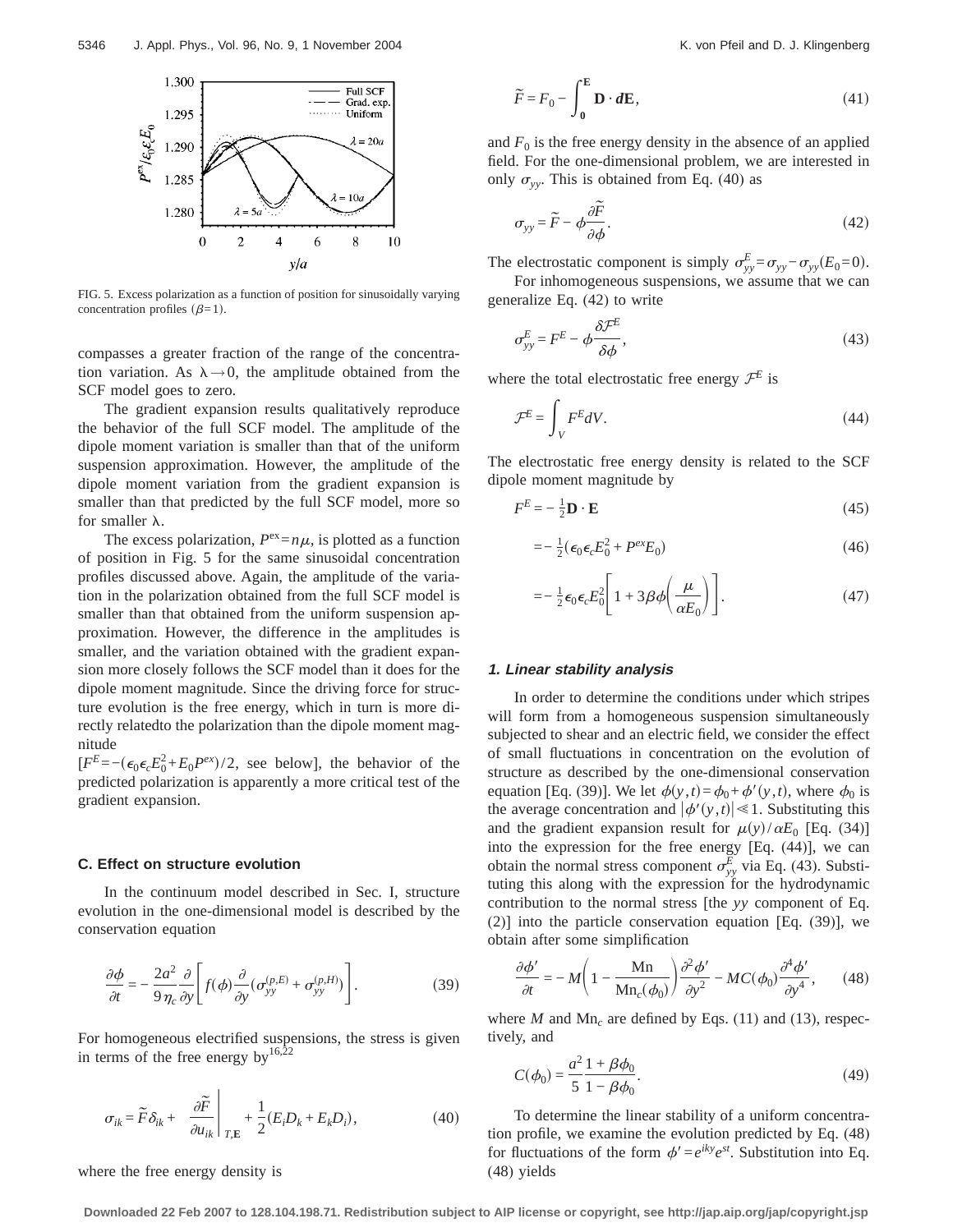FIG. 5. Excess polarization as a function of position for sinusoidally varying concentration profiles ($\beta=1$).

compasses a greater fraction of the range of the concentration variation. As $\lambda \to 0$, the amplitude obtained from the SCF model goes to zero.

The gradient expansion results qualitatively reproduce the behavior of the full SCF model. The amplitude of the dipole moment variation is smaller than that of the uniform suspension approximation. However, the amplitude of the dipole moment variation from the gradient expansion is smaller than that predicted by the full SCF model, more so for smaller $\lambda$.

The excess polarization, $P^{ex}=n\mu$, is plotted as a function of position in Fig. 5 for the same sinusoidal concentration profiles discussed above. Again, the amplitude of the variation in the polarization obtained from the full SCF model is smaller than that obtained from the uniform suspension approximation. However, the difference in the amplitudes is smaller, and the variation obtained with the gradient expansion more closely follows the SCF model than it does for the dipole moment magnitude. Since the driving force for structure evolution is the free energy, which in turn is more directly relatedto the polarization than the dipole moment magnitude $[F^E=-(\epsilon_0\epsilon_c E_0^2+E_0P^{ex})/2$, see below], the behavior of the predicted polarization is apparently a more critical test of the gradient expansion.

### C. Effect on structure evolution

In the continuum model described in Sec. I, structure evolution in the one-dimensional model is described by the conservation equation

$$\frac{\partial \phi}{\partial t} = -\frac{2a^2}{9\eta_c}\frac{\partial}{\partial y}\left[f(\phi)\frac{\partial}{\partial y}(\sigma_{yy}^{(p,E)}+\sigma_{yy}^{(p,H)})\right]. \tag{39}$$

For homogeneous electrified suspensions, the stress is given in terms of the free energy by[16,22]

$$\sigma_{ik} = \tilde{F}\delta_{ik} + \left.\frac{\partial \tilde{F}}{\partial u_{ik}}\right|_{T,\mathbf{E}} + \frac{1}{2}(E_iD_k+E_kD_i), \tag{40}$$

where the free energy density is

$$\tilde{F} = F_0 - \int_{\mathbf{0}}^{\mathbf{E}} \mathbf{D}\cdot d\mathbf{E}, \tag{41}$$

and $F_0$ is the free energy density in the absence of an applied field. For the one-dimensional problem, we are interested in only $\sigma_{yy}$. This is obtained from Eq. (40) as

$$\sigma_{yy} = \tilde{F} - \phi\frac{\partial \tilde{F}}{\partial \phi}. \tag{42}$$

The electrostatic component is simply $\sigma_{yy}^E=\sigma_{yy}-\sigma_{yy}(E_0=0)$.

For inhomogeneous suspensions, we assume that we can generalize Eq. (42) to write

$$\sigma_{yy}^E = F^E - \phi\frac{\delta \mathcal{F}^E}{\delta \phi}, \tag{43}$$

where the total electrostatic free energy $\mathcal{F}^E$ is

$$\mathcal{F}^E = \int_V F^E dV. \tag{44}$$

The electrostatic free energy density is related to the SCF dipole moment magnitude by

$$F^E = -\tfrac{1}{2}\mathbf{D}\cdot\mathbf{E} \tag{45}$$

$$= -\tfrac{1}{2}(\epsilon_0\epsilon_c E_0^2 + P^{ex}E_0) \tag{46}$$

$$= -\tfrac{1}{2}\epsilon_0\epsilon_c E_0^2\left[1+3\beta\phi\left(\frac{\mu}{\alpha E_0}\right)\right]. \tag{47}$$

#### 1. Linear stability analysis

In order to determine the conditions under which stripes will form from a homogeneous suspension simultaneously subjected to shear and an electric field, we consider the effect of small fluctuations in concentration on the evolution of structure as described by the one-dimensional conservation equation [Eq. (39)]. We let $\phi(y,t)=\phi_0+\phi'(y,t)$, where $\phi_0$ is the average concentration and $|\phi'(y,t)| \ll 1$. Substituting this and the gradient expansion result for $\mu(y)/\alpha E_0$ [Eq. (34)] into the expression for the free energy [Eq. (44)], we can obtain the normal stress component $\sigma_{yy}^E$ via Eq. (43). Substituting this along with the expression for the hydrodynamic contribution to the normal stress [the $yy$ component of Eq. (2)] into the particle conservation equation [Eq. (39)], we obtain after some simplification

$$\frac{\partial \phi'}{\partial t} = -M\left(1-\frac{\text{Mn}}{\text{Mn}_c(\phi_0)}\right)\frac{\partial^2 \phi'}{\partial y^2} - MC(\phi_0)\frac{\partial^4 \phi'}{\partial y^4}, \tag{48}$$

where $M$ and $\text{Mn}_c$ are defined by Eqs. (11) and (13), respectively, and

$$C(\phi_0) = \frac{a^2}{5}\frac{1+\beta\phi_0}{1-\beta\phi_0}. \tag{49}$$

To determine the linear stability of a uniform concentration profile, we examine the evolution predicted by Eq. (48) for fluctuations of the form $\phi'=e^{iky}e^{st}$. Substitution into Eq. (48) yields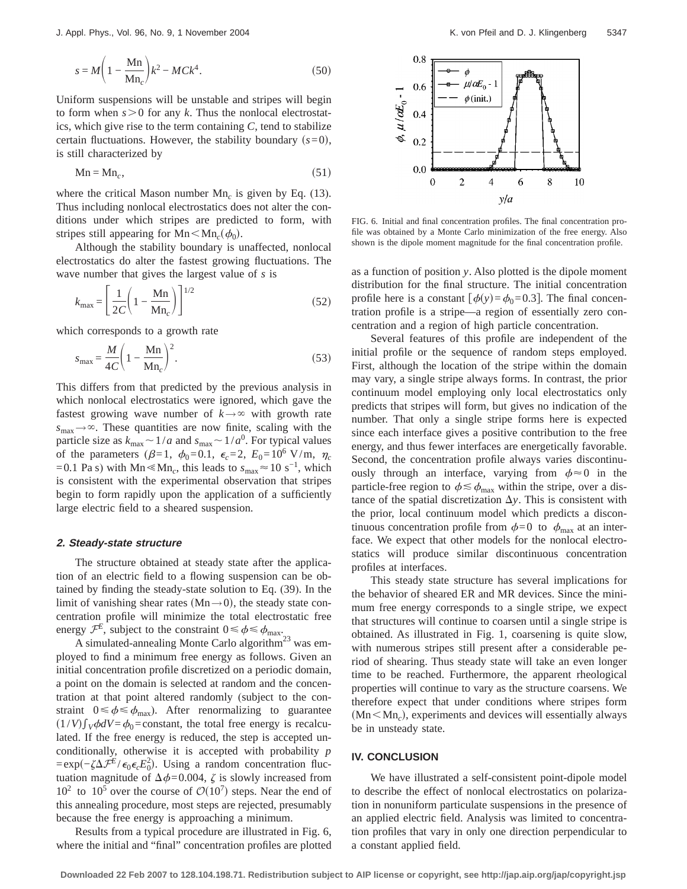$$s = M\left(1 - \frac{\text{Mn}}{\text{Mn}_c}\right)k^2 - MCk^4. \tag{50}$$

Uniform suspensions will be unstable and stripes will begin to form when $s>0$ for any $k$. Thus the nonlocal electrostatics, which give rise to the term containing $C$, tend to stabilize certain fluctuations. However, the stability boundary $(s=0)$, is still characterized by

$$\text{Mn} = \text{Mn}_c, \tag{51}$$

where the critical Mason number $\text{Mn}_c$ is given by Eq. (13). Thus including nonlocal electrostatics does not alter the conditions under which stripes are predicted to form, with stripes still appearing for $\text{Mn}<\text{Mn}_c(\phi_0)$.

Although the stability boundary is unaffected, nonlocal electrostatics do alter the fastest growing fluctuations. The wave number that gives the largest value of $s$ is

$$k_{\max} = \left[\frac{1}{2C}\left(1 - \frac{\text{Mn}}{\text{Mn}_c}\right)\right]^{1/2} \tag{52}$$

which corresponds to a growth rate

$$s_{\max} = \frac{M}{4C}\left(1 - \frac{\text{Mn}}{\text{Mn}_c}\right)^2. \tag{53}$$

This differs from that predicted by the previous analysis in which nonlocal electrostatics were ignored, which gave the fastest growing wave number of $k\to\infty$ with growth rate $s_{\max}\to\infty$. These quantities are now finite, scaling with the particle size as $k_{\max}\sim 1/a$ and $s_{\max}\sim 1/a^0$. For typical values of the parameters ($\beta=1$, $\phi_0=0.1$, $\epsilon_c=2$, $E_0=10^6$ V/m, $\eta_c=0.1$ Pa s) with $\text{Mn}\ll\text{Mn}_c$, this leads to $s_{\max}\approx 10$ s$^{-1}$, which is consistent with the experimental observation that stripes begin to form rapidly upon the application of a sufficiently large electric field to a sheared suspension.

#### 2. Steady-state structure

The structure obtained at steady state after the application of an electric field to a flowing suspension can be obtained by finding the steady-state solution to Eq. (39). In the limit of vanishing shear rates $(\text{Mn}\to 0)$, the steady state concentration profile will minimize the total electrostatic free energy $\mathcal{F}^E$, subject to the constraint $0\leq\phi\leq\phi_{\max}$.

A simulated-annealing Monte Carlo algorithm[23] was employed to find a minimum free energy as follows. Given an initial concentration profile discretized on a periodic domain, a point on the domain is selected at random and the concentration at that point altered randomly (subject to the constraint $0\leq\phi\leq\phi_{\max}$). After renormalizing to guarantee $(1/V)\int_V\phi dV=\phi_0=$constant, the total free energy is recalculated. If the free energy is reduced, the step is accepted unconditionally, otherwise it is accepted with probability $p=\exp(-\zeta\Delta\mathcal{F}^E/\epsilon_0\epsilon_c E_0^2)$. Using a random concentration fluctuation magnitude of $\Delta\phi=0.004$, $\zeta$ is slowly increased from $10^2$ to $10^5$ over the course of $\mathcal{O}(10^7)$ steps. Near the end of this annealing procedure, most steps are rejected, presumably because the free energy is approaching a minimum.

Results from a typical procedure are illustrated in Fig. 6, where the initial and "final" concentration profiles are plotted as a function of position $y$. Also plotted is the dipole moment distribution for the final structure. The initial concentration profile here is a constant $[\phi(y)=\phi_0=0.3]$. The final concentration profile is a stripe—a region of essentially zero concentration and a region of high particle concentration.

FIG. 6. Initial and final concentration profiles. The final concentration profile was obtained by a Monte Carlo minimization of the free energy. Also shown is the dipole moment magnitude for the final concentration profile.

Several features of this profile are independent of the initial profile or the sequence of random steps employed. First, although the location of the stripe within the domain may vary, a single stripe always forms. In contrast, the prior continuum model employing only local electrostatics only predicts that stripes will form, but gives no indication of the number. That only a single stripe forms here is expected since each interface gives a positive contribution to the free energy, and thus fewer interfaces are energetically favorable. Second, the concentration profile always varies discontinuously through an interface, varying from $\phi\approx 0$ in the particle-free region to $\phi\lesssim\phi_{\max}$ within the stripe, over a distance of the spatial discretization $\Delta y$. This is consistent with the prior, local continuum model which predicts a discontinuous concentration profile from $\phi=0$ to $\phi_{\max}$ at an interface. We expect that other models for the nonlocal electrostatics will produce similar discontinuous concentration profiles at interfaces.

This steady state structure has several implications for the behavior of sheared ER and MR devices. Since the minimum free energy corresponds to a single stripe, we expect that structures will continue to coarsen until a single stripe is obtained. As illustrated in Fig. 1, coarsening is quite slow, with numerous stripes still present after a considerable period of shearing. Thus steady state will take an even longer time to be reached. Furthermore, the apparent rheological properties will continue to vary as the structure coarsens. We therefore expect that under conditions where stripes form $(\text{Mn}<\text{Mn}_c)$, experiments and devices will essentially always be in unsteady state.

## IV. CONCLUSION

We have illustrated a self-consistent point-dipole model to describe the effect of nonlocal electrostatics on polarization in nonuniform particulate suspensions in the presence of an applied electric field. Analysis was limited to concentration profiles that vary in only one direction perpendicular to a constant applied field.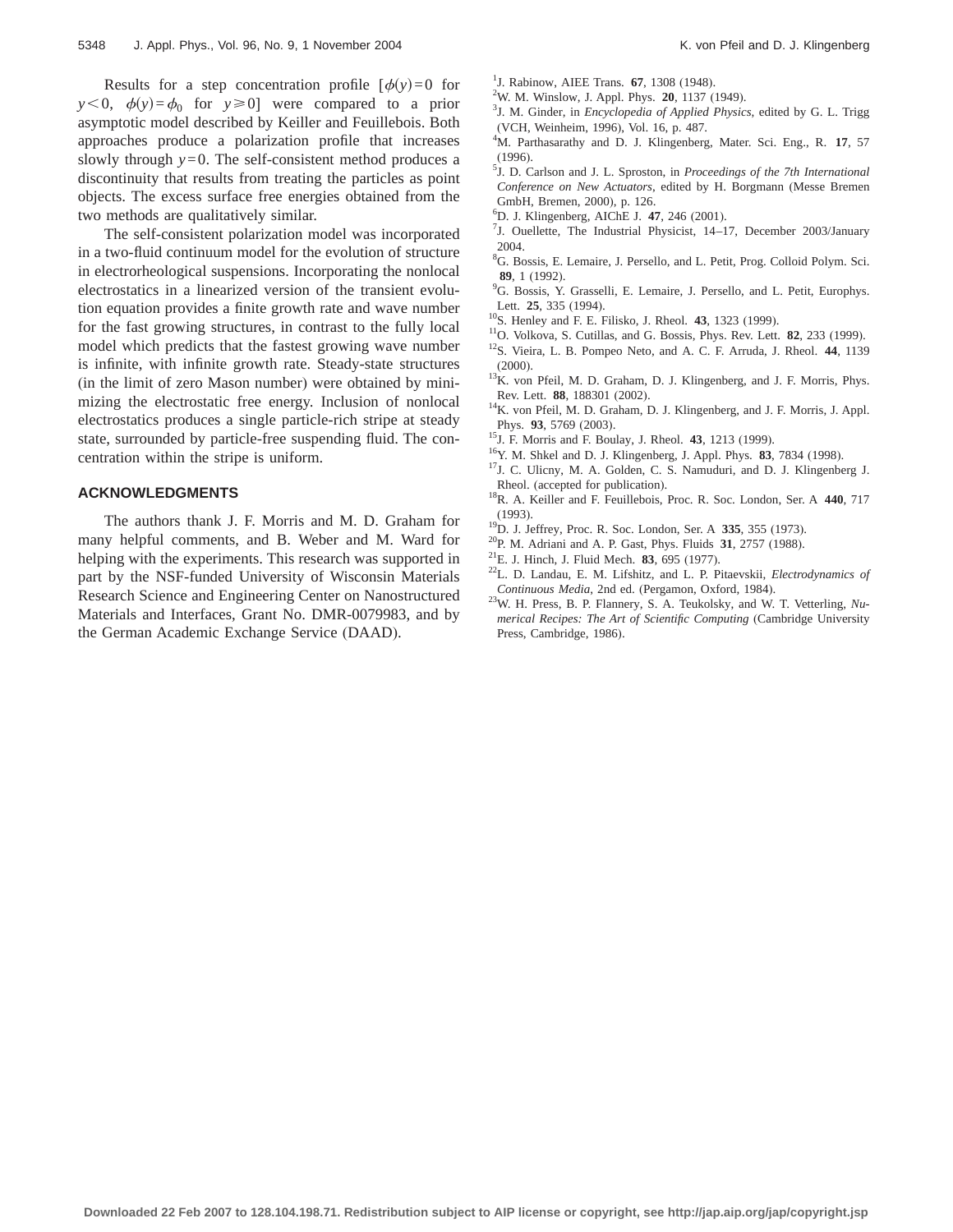Results for a step concentration profile [$\phi(y)=0$ for $y<0$, $\phi(y)=\phi_0$ for $y \geqslant 0$] were compared to a prior asymptotic model described by Keiller and Feuillebois. Both approaches produce a polarization profile that increases slowly through $y=0$. The self-consistent method produces a discontinuity that results from treating the particles as point objects. The excess surface free energies obtained from the two methods are qualitatively similar.

The self-consistent polarization model was incorporated in a two-fluid continuum model for the evolution of structure in electrorheological suspensions. Incorporating the nonlocal electrostatics in a linearized version of the transient evolution equation provides a finite growth rate and wave number for the fast growing structures, in contrast to the fully local model which predicts that the fastest growing wave number is infinite, with infinite growth rate. Steady-state structures (in the limit of zero Mason number) were obtained by minimizing the electrostatic free energy. Inclusion of nonlocal electrostatics produces a single particle-rich stripe at steady state, surrounded by particle-free suspending fluid. The concentration within the stripe is uniform.

## ACKNOWLEDGMENTS

The authors thank J. F. Morris and M. D. Graham for many helpful comments, and B. Weber and M. Ward for helping with the experiments. This research was supported in part by the NSF-funded University of Wisconsin Materials Research Science and Engineering Center on Nanostructured Materials and Interfaces, Grant No. DMR-0079983, and by the German Academic Exchange Service (DAAD).

[1] J. Rabinow, AIEE Trans. **67**, 1308 (1948).
[2] W. M. Winslow, J. Appl. Phys. **20**, 1137 (1949).
[3] J. M. Ginder, in *Encyclopedia of Applied Physics*, edited by G. L. Trigg (VCH, Weinheim, 1996), Vol. 16, p. 487.
[4] M. Parthasarathy and D. J. Klingenberg, Mater. Sci. Eng., R. **17**, 57 (1996).
[5] J. D. Carlson and J. L. Sproston, in *Proceedings of the 7th International Conference on New Actuators*, edited by H. Borgmann (Messe Bremen GmbH, Bremen, 2000), p. 126.
[6] D. J. Klingenberg, AIChE J. **47**, 246 (2001).
[7] J. Ouellette, The Industrial Physicist, 14–17, December 2003/January 2004.
[8] G. Bossis, E. Lemaire, J. Persello, and L. Petit, Prog. Colloid Polym. Sci. **89**, 1 (1992).
[9] G. Bossis, Y. Grasselli, E. Lemaire, J. Persello, and L. Petit, Europhys. Lett. **25**, 335 (1994).
[10] S. Henley and F. E. Filisko, J. Rheol. **43**, 1323 (1999).
[11] O. Volkova, S. Cutillas, and G. Bossis, Phys. Rev. Lett. **82**, 233 (1999).
[12] S. Vieira, L. B. Pompeo Neto, and A. C. F. Arruda, J. Rheol. **44**, 1139 (2000).
[13] K. von Pfeil, M. D. Graham, D. J. Klingenberg, and J. F. Morris, Phys. Rev. Lett. **88**, 188301 (2002).
[14] K. von Pfeil, M. D. Graham, D. J. Klingenberg, and J. F. Morris, J. Appl. Phys. **93**, 5769 (2003).
[15] J. F. Morris and F. Boulay, J. Rheol. **43**, 1213 (1999).
[16] Y. M. Shkel and D. J. Klingenberg, J. Appl. Phys. **83**, 7834 (1998).
[17] J. C. Ulicny, M. A. Golden, C. S. Namuduri, and D. J. Klingenberg J. Rheol. (accepted for publication).
[18] R. A. Keiller and F. Feuillebois, Proc. R. Soc. London, Ser. A **440**, 717 (1993).
[19] D. J. Jeffrey, Proc. R. Soc. London, Ser. A **335**, 355 (1973).
[20] P. M. Adriani and A. P. Gast, Phys. Fluids **31**, 2757 (1988).
[21] E. J. Hinch, J. Fluid Mech. **83**, 695 (1977).
[22] L. D. Landau, E. M. Lifshitz, and L. P. Pitaevskii, *Electrodynamics of Continuous Media*, 2nd ed. (Pergamon, Oxford, 1984).
[23] W. H. Press, B. P. Flannery, S. A. Teukolsky, and W. T. Vetterling, *Numerical Recipes: The Art of Scientific Computing* (Cambridge University Press, Cambridge, 1986).